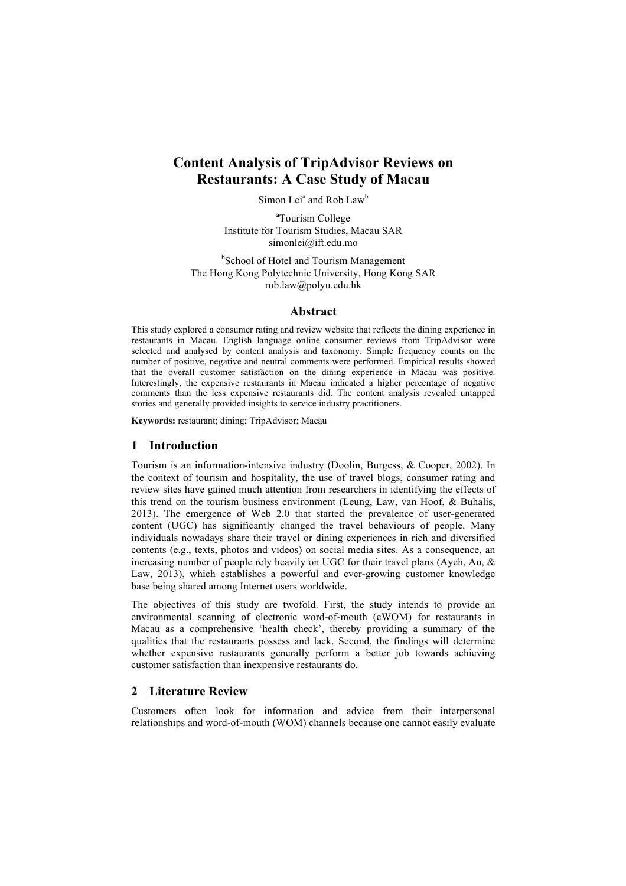# Content Analysis of TripAdvisor Reviews on Restaurants: A Case Study of Macau

Simon Lei[a] and Rob Law[b]

[a]Tourism College
Institute for Tourism Studies, Macau SAR
simonlei@ift.edu.mo

[b]School of Hotel and Tourism Management
The Hong Kong Polytechnic University, Hong Kong SAR
rob.law@polyu.edu.hk

## Abstract

This study explored a consumer rating and review website that reflects the dining experience in restaurants in Macau. English language online consumer reviews from TripAdvisor were selected and analysed by content analysis and taxonomy. Simple frequency counts on the number of positive, negative and neutral comments were performed. Empirical results showed that the overall customer satisfaction on the dining experience in Macau was positive. Interestingly, the expensive restaurants in Macau indicated a higher percentage of negative comments than the less expensive restaurants did. The content analysis revealed untapped stories and generally provided insights to service industry practitioners.

**Keywords:** restaurant; dining; TripAdvisor; Macau

## 1 Introduction

Tourism is an information-intensive industry (Doolin, Burgess, & Cooper, 2002). In the context of tourism and hospitality, the use of travel blogs, consumer rating and review sites have gained much attention from researchers in identifying the effects of this trend on the tourism business environment (Leung, Law, van Hoof, & Buhalis, 2013). The emergence of Web 2.0 that started the prevalence of user-generated content (UGC) has significantly changed the travel behaviours of people. Many individuals nowadays share their travel or dining experiences in rich and diversified contents (e.g., texts, photos and videos) on social media sites. As a consequence, an increasing number of people rely heavily on UGC for their travel plans (Ayeh, Au, & Law, 2013), which establishes a powerful and ever-growing customer knowledge base being shared among Internet users worldwide.

The objectives of this study are twofold. First, the study intends to provide an environmental scanning of electronic word-of-mouth (eWOM) for restaurants in Macau as a comprehensive 'health check', thereby providing a summary of the qualities that the restaurants possess and lack. Second, the findings will determine whether expensive restaurants generally perform a better job towards achieving customer satisfaction than inexpensive restaurants do.

## 2 Literature Review

Customers often look for information and advice from their interpersonal relationships and word-of-mouth (WOM) channels because one cannot easily evaluate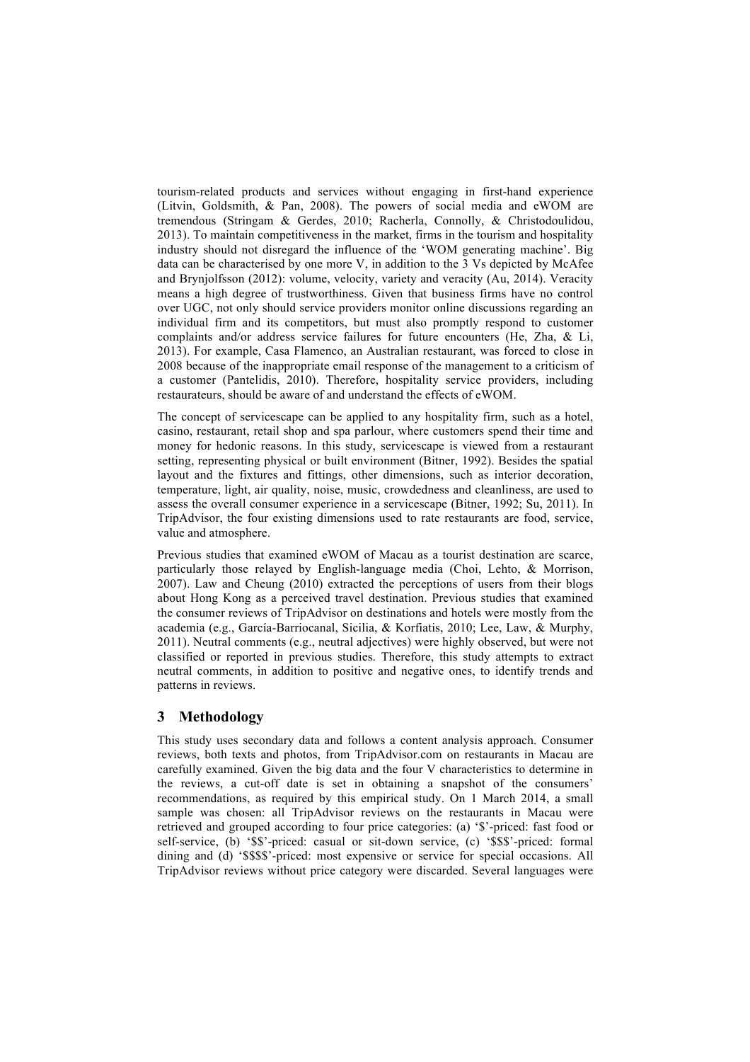tourism-related products and services without engaging in first-hand experience (Litvin, Goldsmith, & Pan, 2008). The powers of social media and eWOM are tremendous (Stringam & Gerdes, 2010; Racherla, Connolly, & Christodoulidou, 2013). To maintain competitiveness in the market, firms in the tourism and hospitality industry should not disregard the influence of the 'WOM generating machine'. Big data can be characterised by one more V, in addition to the 3 Vs depicted by McAfee and Brynjolfsson (2012): volume, velocity, variety and veracity (Au, 2014). Veracity means a high degree of trustworthiness. Given that business firms have no control over UGC, not only should service providers monitor online discussions regarding an individual firm and its competitors, but must also promptly respond to customer complaints and/or address service failures for future encounters (He, Zha, & Li, 2013). For example, Casa Flamenco, an Australian restaurant, was forced to close in 2008 because of the inappropriate email response of the management to a criticism of a customer (Pantelidis, 2010). Therefore, hospitality service providers, including restaurateurs, should be aware of and understand the effects of eWOM.

The concept of servicescape can be applied to any hospitality firm, such as a hotel, casino, restaurant, retail shop and spa parlour, where customers spend their time and money for hedonic reasons. In this study, servicescape is viewed from a restaurant setting, representing physical or built environment (Bitner, 1992). Besides the spatial layout and the fixtures and fittings, other dimensions, such as interior decoration, temperature, light, air quality, noise, music, crowdedness and cleanliness, are used to assess the overall consumer experience in a servicescape (Bitner, 1992; Su, 2011). In TripAdvisor, the four existing dimensions used to rate restaurants are food, service, value and atmosphere.

Previous studies that examined eWOM of Macau as a tourist destination are scarce, particularly those relayed by English-language media (Choi, Lehto, & Morrison, 2007). Law and Cheung (2010) extracted the perceptions of users from their blogs about Hong Kong as a perceived travel destination. Previous studies that examined the consumer reviews of TripAdvisor on destinations and hotels were mostly from the academia (e.g., García-Barriocanal, Sicilia, & Korfiatis, 2010; Lee, Law, & Murphy, 2011). Neutral comments (e.g., neutral adjectives) were highly observed, but were not classified or reported in previous studies. Therefore, this study attempts to extract neutral comments, in addition to positive and negative ones, to identify trends and patterns in reviews.

## 3 Methodology

This study uses secondary data and follows a content analysis approach. Consumer reviews, both texts and photos, from TripAdvisor.com on restaurants in Macau are carefully examined. Given the big data and the four V characteristics to determine in the reviews, a cut-off date is set in obtaining a snapshot of the consumers' recommendations, as required by this empirical study. On 1 March 2014, a small sample was chosen: all TripAdvisor reviews on the restaurants in Macau were retrieved and grouped according to four price categories: (a) '$'-priced: fast food or self-service, (b) '$$'-priced: casual or sit-down service, (c) '$$$'-priced: formal dining and (d) '$$$$'-priced: most expensive or service for special occasions. All TripAdvisor reviews without price category were discarded. Several languages were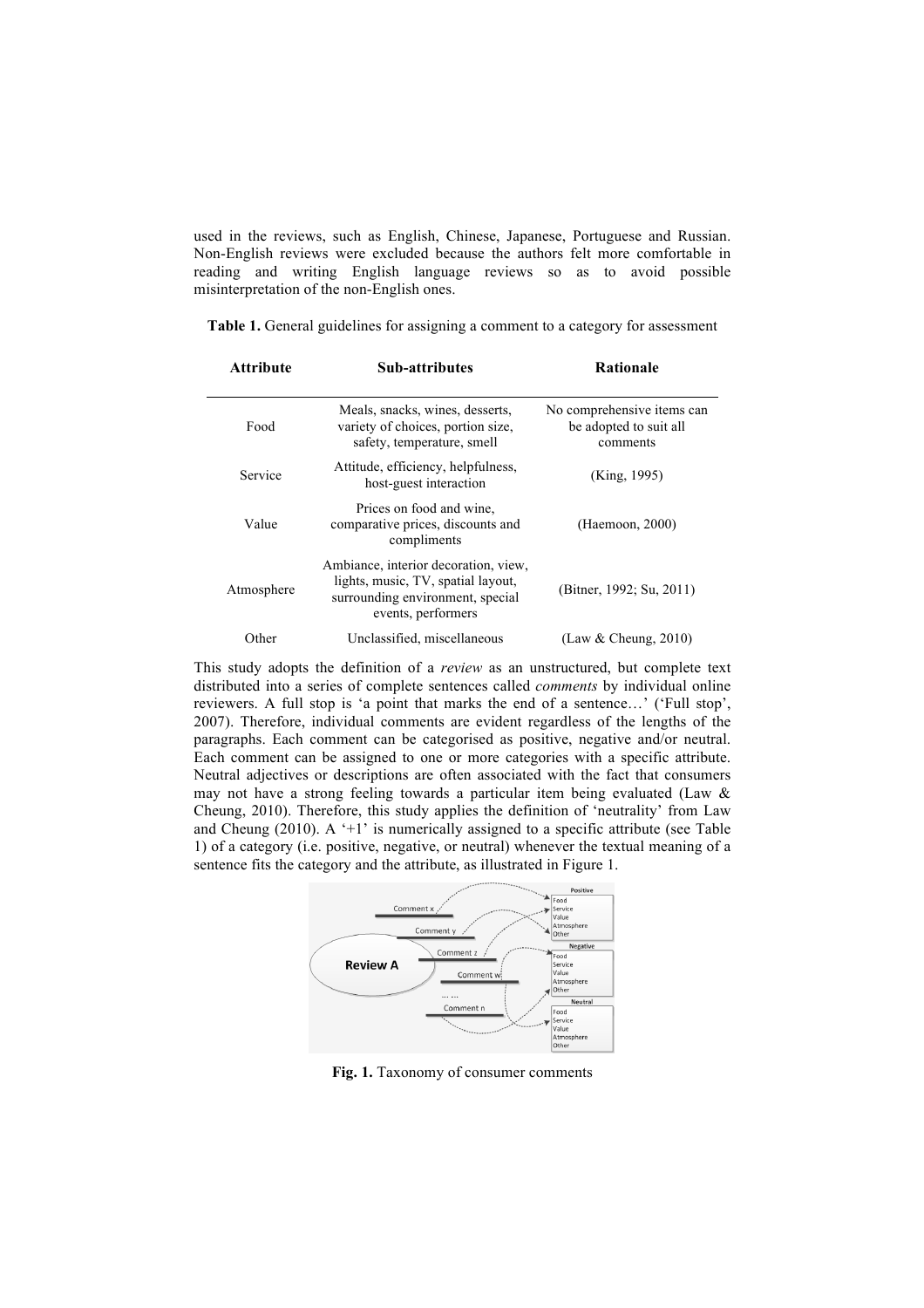used in the reviews, such as English, Chinese, Japanese, Portuguese and Russian. Non-English reviews were excluded because the authors felt more comfortable in reading and writing English language reviews so as to avoid possible misinterpretation of the non-English ones.

**Table 1.** General guidelines for assigning a comment to a category for assessment

| Attribute | Sub-attributes | Rationale |
|---|---|---|
| Food | Meals, snacks, wines, desserts, variety of choices, portion size, safety, temperature, smell | No comprehensive items can be adopted to suit all comments |
| Service | Attitude, efficiency, helpfulness, host-guest interaction | (King, 1995) |
| Value | Prices on food and wine, comparative prices, discounts and compliments | (Haemoon, 2000) |
| Atmosphere | Ambiance, interior decoration, view, lights, music, TV, spatial layout, surrounding environment, special events, performers | (Bitner, 1992; Su, 2011) |
| Other | Unclassified, miscellaneous | (Law & Cheung, 2010) |

This study adopts the definition of a *review* as an unstructured, but complete text distributed into a series of complete sentences called *comments* by individual online reviewers. A full stop is 'a point that marks the end of a sentence…' ('Full stop', 2007). Therefore, individual comments are evident regardless of the lengths of the paragraphs. Each comment can be categorised as positive, negative and/or neutral. Each comment can be assigned to one or more categories with a specific attribute. Neutral adjectives or descriptions are often associated with the fact that consumers may not have a strong feeling towards a particular item being evaluated (Law & Cheung, 2010). Therefore, this study applies the definition of 'neutrality' from Law and Cheung (2010). A '+1' is numerically assigned to a specific attribute (see Table 1) of a category (i.e. positive, negative, or neutral) whenever the textual meaning of a sentence fits the category and the attribute, as illustrated in Figure 1.

**Fig. 1.** Taxonomy of consumer comments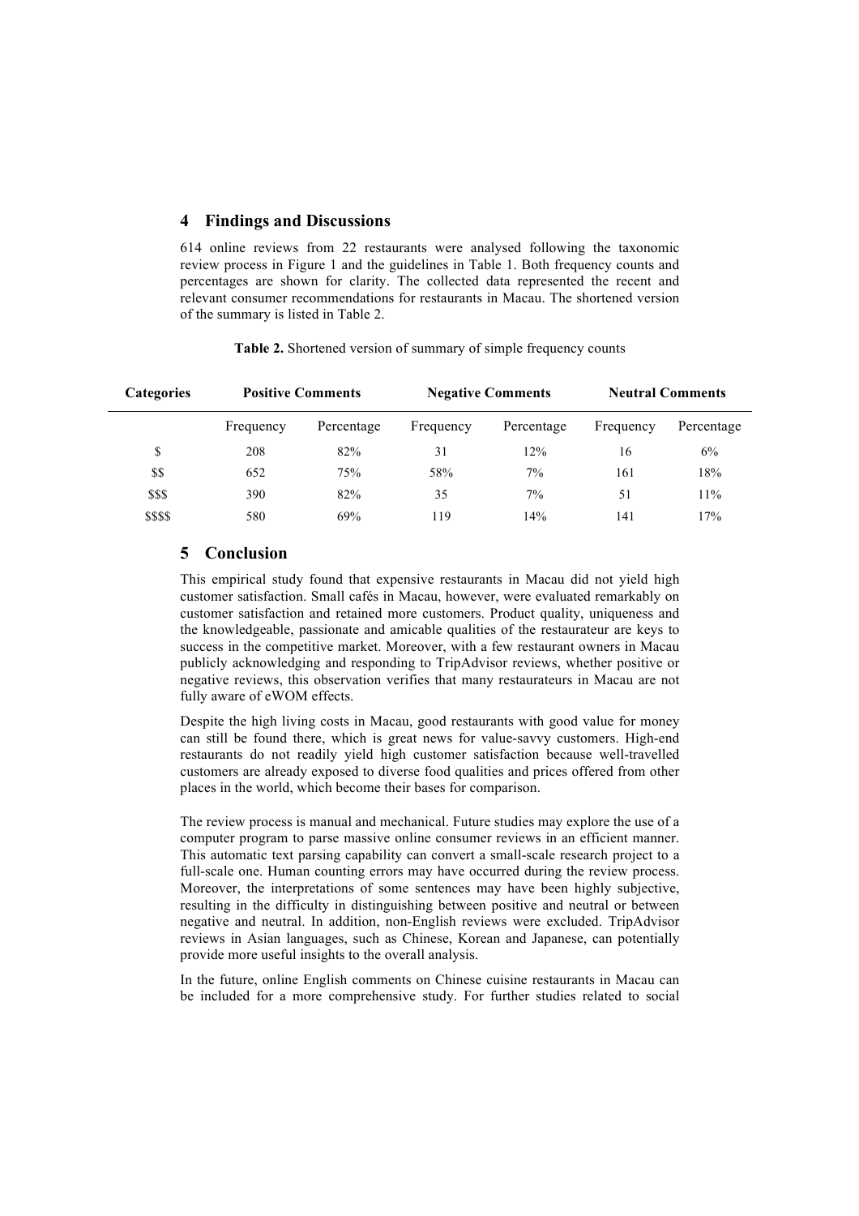## 4 Findings and Discussions

614 online reviews from 22 restaurants were analysed following the taxonomic review process in Figure 1 and the guidelines in Table 1. Both frequency counts and percentages are shown for clarity. The collected data represented the recent and relevant consumer recommendations for restaurants in Macau. The shortened version of the summary is listed in Table 2.

**Table 2.** Shortened version of summary of simple frequency counts

| Categories | Positive Comments | | Negative Comments | | Neutral Comments | |
|---|---|---|---|---|---|---|
| | Frequency | Percentage | Frequency | Percentage | Frequency | Percentage |
| $ | 208 | 82% | 31 | 12% | 16 | 6% |
| $$ | 652 | 75% | 58% | 7% | 161 | 18% |
| $$$ | 390 | 82% | 35 | 7% | 51 | 11% |
| $$$$ | 580 | 69% | 119 | 14% | 141 | 17% |

## 5 Conclusion

This empirical study found that expensive restaurants in Macau did not yield high customer satisfaction. Small cafés in Macau, however, were evaluated remarkably on customer satisfaction and retained more customers. Product quality, uniqueness and the knowledgeable, passionate and amicable qualities of the restaurateur are keys to success in the competitive market. Moreover, with a few restaurant owners in Macau publicly acknowledging and responding to TripAdvisor reviews, whether positive or negative reviews, this observation verifies that many restaurateurs in Macau are not fully aware of eWOM effects.

Despite the high living costs in Macau, good restaurants with good value for money can still be found there, which is great news for value-savvy customers. High-end restaurants do not readily yield high customer satisfaction because well-travelled customers are already exposed to diverse food qualities and prices offered from other places in the world, which become their bases for comparison.

The review process is manual and mechanical. Future studies may explore the use of a computer program to parse massive online consumer reviews in an efficient manner. This automatic text parsing capability can convert a small-scale research project to a full-scale one. Human counting errors may have occurred during the review process. Moreover, the interpretations of some sentences may have been highly subjective, resulting in the difficulty in distinguishing between positive and neutral or between negative and neutral. In addition, non-English reviews were excluded. TripAdvisor reviews in Asian languages, such as Chinese, Korean and Japanese, can potentially provide more useful insights to the overall analysis.

In the future, online English comments on Chinese cuisine restaurants in Macau can be included for a more comprehensive study. For further studies related to social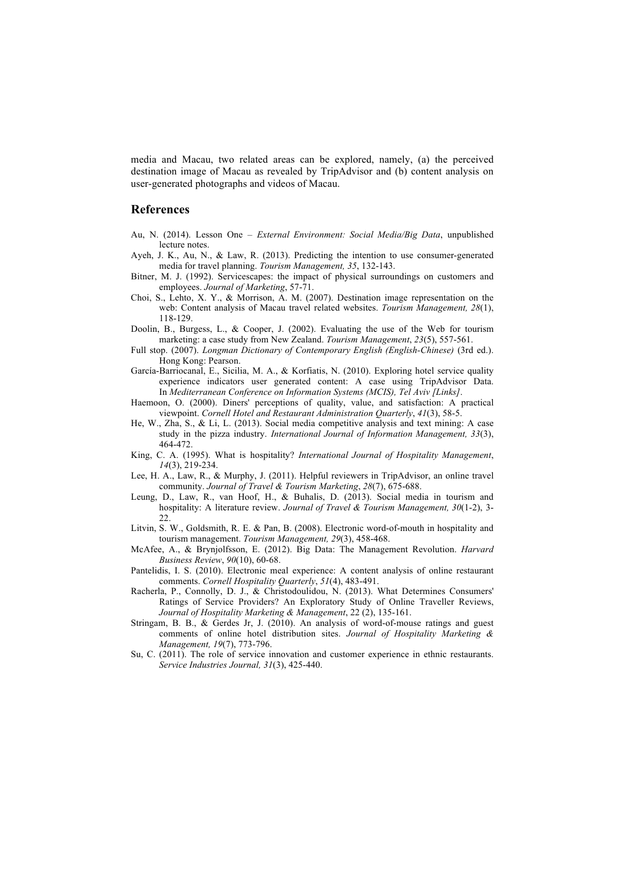media and Macau, two related areas can be explored, namely, (a) the perceived destination image of Macau as revealed by TripAdvisor and (b) content analysis on user-generated photographs and videos of Macau.

## References

Au, N. (2014). Lesson One – *External Environment: Social Media/Big Data*, unpublished lecture notes.

Ayeh, J. K., Au, N., & Law, R. (2013). Predicting the intention to use consumer-generated media for travel planning. *Tourism Management, 35*, 132-143.

Bitner, M. J. (1992). Servicescapes: the impact of physical surroundings on customers and employees. *Journal of Marketing*, 57-71.

Choi, S., Lehto, X. Y., & Morrison, A. M. (2007). Destination image representation on the web: Content analysis of Macau travel related websites. *Tourism Management, 28*(1), 118-129.

Doolin, B., Burgess, L., & Cooper, J. (2002). Evaluating the use of the Web for tourism marketing: a case study from New Zealand. *Tourism Management*, *23*(5), 557-561.

Full stop. (2007). *Longman Dictionary of Contemporary English (English-Chinese)* (3rd ed.). Hong Kong: Pearson.

García-Barriocanal, E., Sicilia, M. A., & Korfiatis, N. (2010). Exploring hotel service quality experience indicators user generated content: A case using TripAdvisor Data. In *Mediterranean Conference on Information Systems (MCIS), Tel Aviv [Links]*.

Haemoon, O. (2000). Diners' perceptions of quality, value, and satisfaction: A practical viewpoint. *Cornell Hotel and Restaurant Administration Quarterly*, *41*(3), 58-5.

He, W., Zha, S., & Li, L. (2013). Social media competitive analysis and text mining: A case study in the pizza industry. *International Journal of Information Management, 33*(3), 464-472.

King, C. A. (1995). What is hospitality? *International Journal of Hospitality Management*, *14*(3), 219-234.

Lee, H. A., Law, R., & Murphy, J. (2011). Helpful reviewers in TripAdvisor, an online travel community. *Journal of Travel & Tourism Marketing*, *28*(7), 675-688.

Leung, D., Law, R., van Hoof, H., & Buhalis, D. (2013). Social media in tourism and hospitality: A literature review. *Journal of Travel & Tourism Management, 30*(1-2), 3-22.

Litvin, S. W., Goldsmith, R. E. & Pan, B. (2008). Electronic word-of-mouth in hospitality and tourism management. *Tourism Management, 29*(3), 458-468.

McAfee, A., & Brynjolfsson, E. (2012). Big Data: The Management Revolution. *Harvard Business Review*, *90*(10), 60-68.

Pantelidis, I. S. (2010). Electronic meal experience: A content analysis of online restaurant comments. *Cornell Hospitality Quarterly*, *51*(4), 483-491.

Racherla, P., Connolly, D. J., & Christodoulidou, N. (2013). What Determines Consumers' Ratings of Service Providers? An Exploratory Study of Online Traveller Reviews, *Journal of Hospitality Marketing & Management*, 22 (2), 135-161.

Stringam, B. B., & Gerdes Jr, J. (2010). An analysis of word-of-mouse ratings and guest comments of online hotel distribution sites. *Journal of Hospitality Marketing & Management, 19*(7), 773-796.

Su, C. (2011). The role of service innovation and customer experience in ethnic restaurants. *Service Industries Journal, 31*(3), 425-440.